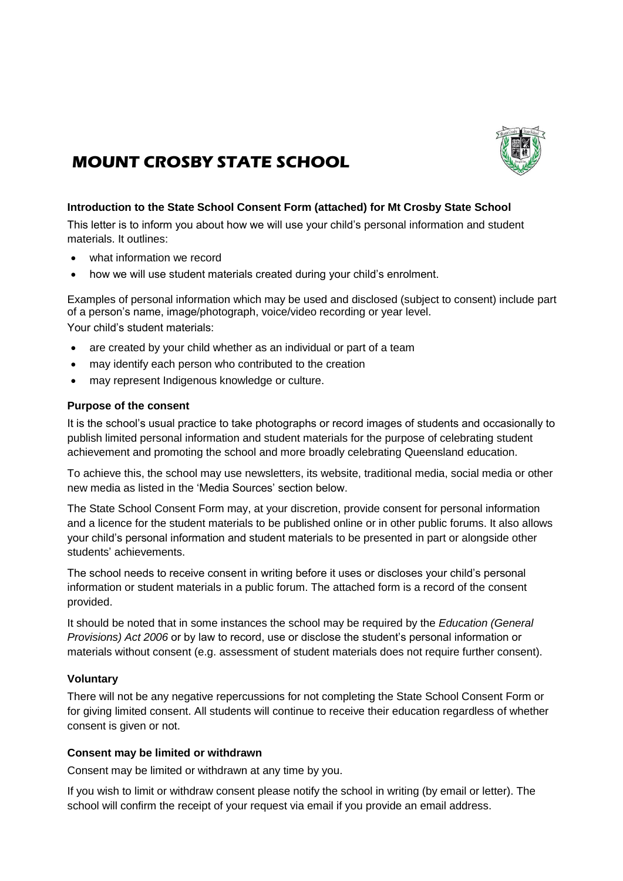# MOUNT CROSBY STATE SCHOOL

**Introduction to the State School Consent Form (attached) for Mt Crosby State School**

This letter is to inform you about how we will use your child's personal information and student materials. It outlines:

- what information we record
- how we will use student materials created during your child's enrolment.

Examples of personal information which may be used and disclosed (subject to consent) include part of a person's name, image/photograph, voice/video recording or year level.

Your child's student materials:

- are created by your child whether as an individual or part of a team
- may identify each person who contributed to the creation
- may represent Indigenous knowledge or culture.

**Purpose of the consent**

It is the school's usual practice to take photographs or record images of students and occasionally to publish limited personal information and student materials for the purpose of celebrating student achievement and promoting the school and more broadly celebrating Queensland education.

To achieve this, the school may use newsletters, its website, traditional media, social media or other new media as listed in the 'Media Sources' section below.

The State School Consent Form may, at your discretion, provide consent for personal information and a licence for the student materials to be published online or in other public forums. It also allows your child's personal information and student materials to be presented in part or alongside other students' achievements.

The school needs to receive consent in writing before it uses or discloses your child's personal information or student materials in a public forum. The attached form is a record of the consent provided.

It should be noted that in some instances the school may be required by the *Education (General Provisions) Act 2006* or by law to record, use or disclose the student's personal information or materials without consent (e.g. assessment of student materials does not require further consent).

**Voluntary**

There will not be any negative repercussions for not completing the State School Consent Form or for giving limited consent. All students will continue to receive their education regardless of whether consent is given or not.

**Consent may be limited or withdrawn**

Consent may be limited or withdrawn at any time by you.

If you wish to limit or withdraw consent please notify the school in writing (by email or letter). The school will confirm the receipt of your request via email if you provide an email address.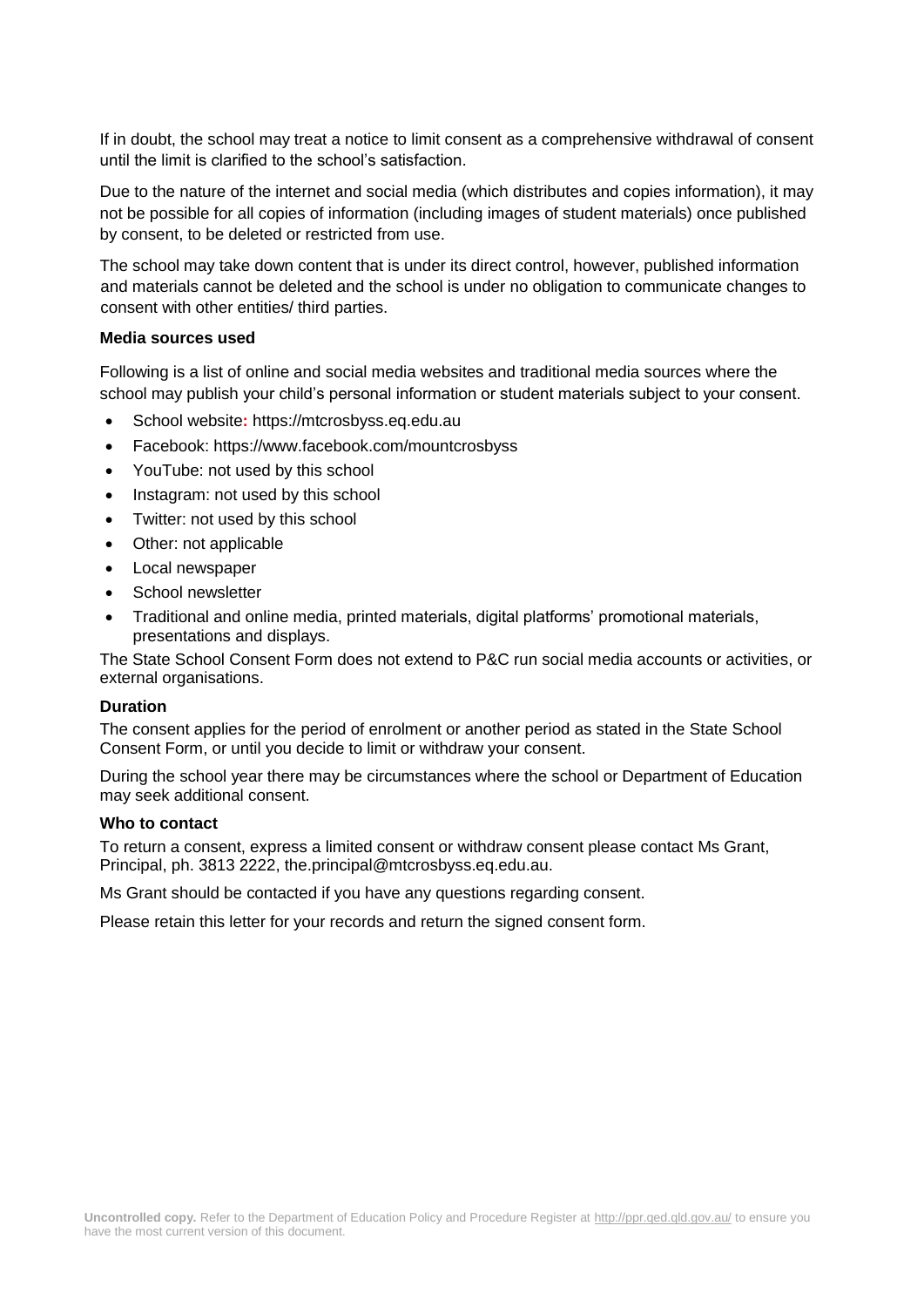If in doubt, the school may treat a notice to limit consent as a comprehensive withdrawal of consent until the limit is clarified to the school's satisfaction.

Due to the nature of the internet and social media (which distributes and copies information), it may not be possible for all copies of information (including images of student materials) once published by consent, to be deleted or restricted from use.

The school may take down content that is under its direct control, however, published information and materials cannot be deleted and the school is under no obligation to communicate changes to consent with other entities/ third parties.

**Media sources used**

Following is a list of online and social media websites and traditional media sources where the school may publish your child's personal information or student materials subject to your consent.

- School website: https://mtcrosbyss.eq.edu.au
- Facebook: https://www.facebook.com/mountcrosbyss
- YouTube: not used by this school
- Instagram: not used by this school
- Twitter: not used by this school
- Other: not applicable
- Local newspaper
- School newsletter
- Traditional and online media, printed materials, digital platforms' promotional materials, presentations and displays.

The State School Consent Form does not extend to P&C run social media accounts or activities, or external organisations.

**Duration**

The consent applies for the period of enrolment or another period as stated in the State School Consent Form, or until you decide to limit or withdraw your consent.

During the school year there may be circumstances where the school or Department of Education may seek additional consent.

**Who to contact**

To return a consent, express a limited consent or withdraw consent please contact Ms Grant, Principal, ph. 3813 2222, the.principal@mtcrosbyss.eq.edu.au.

Ms Grant should be contacted if you have any questions regarding consent.

Please retain this letter for your records and return the signed consent form.

**Uncontrolled copy.** Refer to the Department of Education Policy and Procedure Register at http://ppr.qed.qld.gov.au/ to ensure you have the most current version of this document.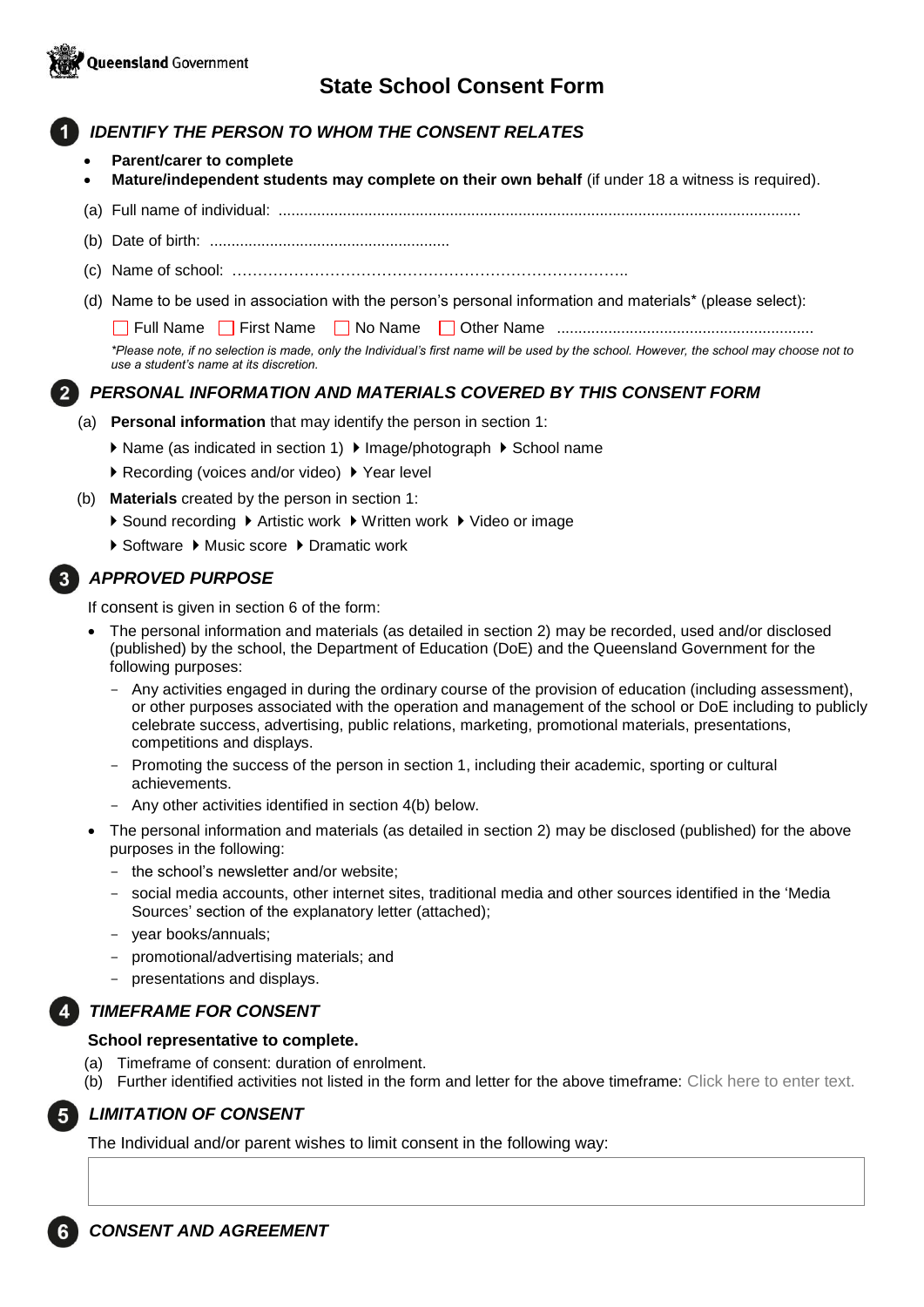Queensland Government

# State School Consent Form

## 1 IDENTIFY THE PERSON TO WHOM THE CONSENT RELATES

- **Parent/carer to complete**
- **Mature/independent students may complete on their own behalf** (if under 18 a witness is required).

(a) Full name of individual: ..........................................................................................................................

(b) Date of birth: ........................................................

(c) Name of school: ……………………………………………………………………..

(d) Name to be used in association with the person's personal information and materials* (please select):

☐ Full Name ☐ First Name ☐ No Name ☐ Other Name ...........................................................

*\*Please note, if no selection is made, only the Individual's first name will be used by the school. However, the school may choose not to use a student's name at its discretion.*

## 2 PERSONAL INFORMATION AND MATERIALS COVERED BY THIS CONSENT FORM

(a) **Personal information** that may identify the person in section 1:

- Name (as indicated in section 1) ▸ Image/photograph ▸ School name
- Recording (voices and/or video) ▸ Year level

(b) **Materials** created by the person in section 1:

- Sound recording ▸ Artistic work ▸ Written work ▸ Video or image
- Software ▸ Music score ▸ Dramatic work

## 3 APPROVED PURPOSE

If consent is given in section 6 of the form:

- The personal information and materials (as detailed in section 2) may be recorded, used and/or disclosed (published) by the school, the Department of Education (DoE) and the Queensland Government for the following purposes:
  - Any activities engaged in during the ordinary course of the provision of education (including assessment), or other purposes associated with the operation and management of the school or DoE including to publicly celebrate success, advertising, public relations, marketing, promotional materials, presentations, competitions and displays.
  - Promoting the success of the person in section 1, including their academic, sporting or cultural achievements.
  - Any other activities identified in section 4(b) below.
- The personal information and materials (as detailed in section 2) may be disclosed (published) for the above purposes in the following:
  - the school's newsletter and/or website;
  - social media accounts, other internet sites, traditional media and other sources identified in the 'Media Sources' section of the explanatory letter (attached);
  - year books/annuals;
  - promotional/advertising materials; and
  - presentations and displays.

## 4 TIMEFRAME FOR CONSENT

**School representative to complete.**

(a) Timeframe of consent: duration of enrolment.

(b) Further identified activities not listed in the form and letter for the above timeframe: Click here to enter text.

## 5 LIMITATION OF CONSENT

The Individual and/or parent wishes to limit consent in the following way:

## 6 CONSENT AND AGREEMENT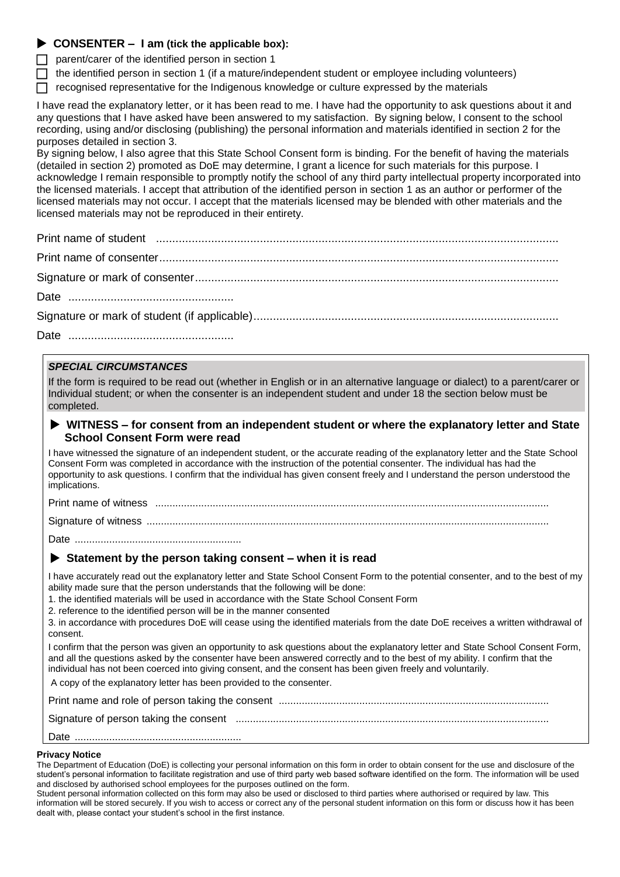## ▶ CONSENTER – I am (tick the applicable box):

☐ parent/carer of the identified person in section 1

☐ the identified person in section 1 (if a mature/independent student or employee including volunteers)

☐ recognised representative for the Indigenous knowledge or culture expressed by the materials

I have read the explanatory letter, or it has been read to me. I have had the opportunity to ask questions about it and any questions that I have asked have been answered to my satisfaction. By signing below, I consent to the school recording, using and/or disclosing (publishing) the personal information and materials identified in section 2 for the purposes detailed in section 3.

By signing below, I also agree that this State School Consent form is binding. For the benefit of having the materials (detailed in section 2) promoted as DoE may determine, I grant a licence for such materials for this purpose. I acknowledge I remain responsible to promptly notify the school of any third party intellectual property incorporated into the licensed materials. I accept that attribution of the identified person in section 1 as an author or performer of the licensed materials may not occur. I accept that the materials licensed may be blended with other materials and the licensed materials may not be reproduced in their entirety.

Print name of student ..........................................................................................................................

Print name of consenter..........................................................................................................................

Signature or mark of consenter..........................................................................................................................

Date ....................................................

Signature or mark of student (if applicable)..........................................................................................................................

Date ....................................................

***SPECIAL CIRCUMSTANCES***

If the form is required to be read out (whether in English or in an alternative language or dialect) to a parent/carer or Individual student; or when the consenter is an independent student and under 18 the section below must be completed.

### ▶ WITNESS – for consent from an independent student or where the explanatory letter and State School Consent Form were read

I have witnessed the signature of an independent student, or the accurate reading of the explanatory letter and the State School Consent Form was completed in accordance with the instruction of the potential consenter. The individual has had the opportunity to ask questions. I confirm that the individual has given consent freely and I understand the person understood the implications.

Print name of witness ..........................................................................................................................

Signature of witness ..........................................................................................................................

Date ..........................................................

### ▶ Statement by the person taking consent – when it is read

I have accurately read out the explanatory letter and State School Consent Form to the potential consenter, and to the best of my ability made sure that the person understands that the following will be done:

1. the identified materials will be used in accordance with the State School Consent Form
2. reference to the identified person will be in the manner consented
3. in accordance with procedures DoE will cease using the identified materials from the date DoE receives a written withdrawal of consent.

I confirm that the person was given an opportunity to ask questions about the explanatory letter and State School Consent Form, and all the questions asked by the consenter have been answered correctly and to the best of my ability. I confirm that the individual has not been coerced into giving consent, and the consent has been given freely and voluntarily.

A copy of the explanatory letter has been provided to the consenter.

Print name and role of person taking the consent ..........................................................................................

Signature of person taking the consent ..........................................................................................

Date ..........................................................

**Privacy Notice**

The Department of Education (DoE) is collecting your personal information on this form in order to obtain consent for the use and disclosure of the student's personal information to facilitate registration and use of third party web based software identified on the form. The information will be used and disclosed by authorised school employees for the purposes outlined on the form.

Student personal information collected on this form may also be used or disclosed to third parties where authorised or required by law. This information will be stored securely. If you wish to access or correct any of the personal student information on this form or discuss how it has been dealt with, please contact your student's school in the first instance.